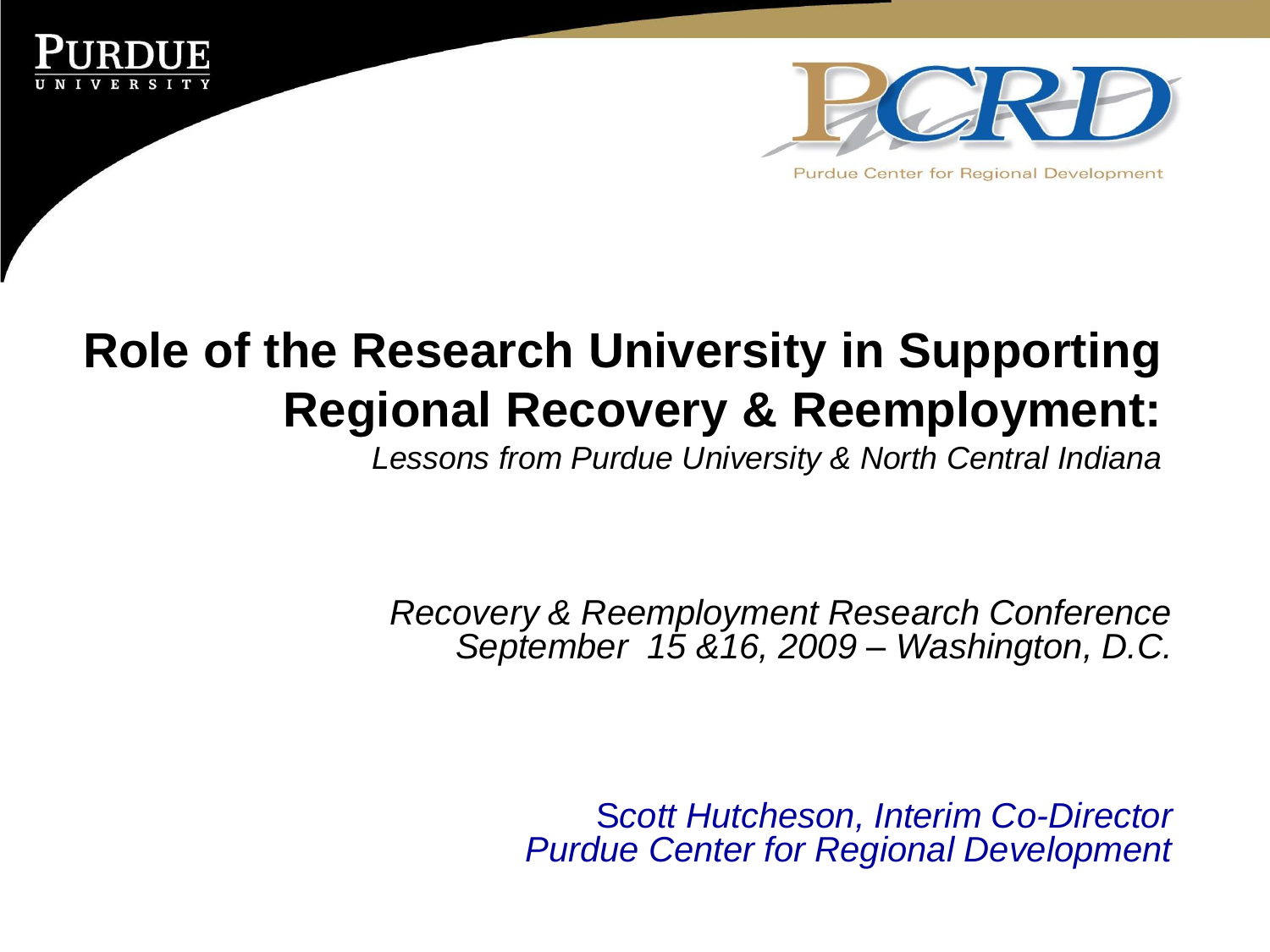PURDUE UNIVERSITY

PCRD

Purdue Center for Regional Development

# Role of the Research University in Supporting Regional Recovery & Reemployment:

*Lessons from Purdue University & North Central Indiana*

*Recovery & Reemployment Research Conference*
*September 15 &16, 2009 – Washington, D.C.*

*Scott Hutcheson, Interim Co-Director*
*Purdue Center for Regional Development*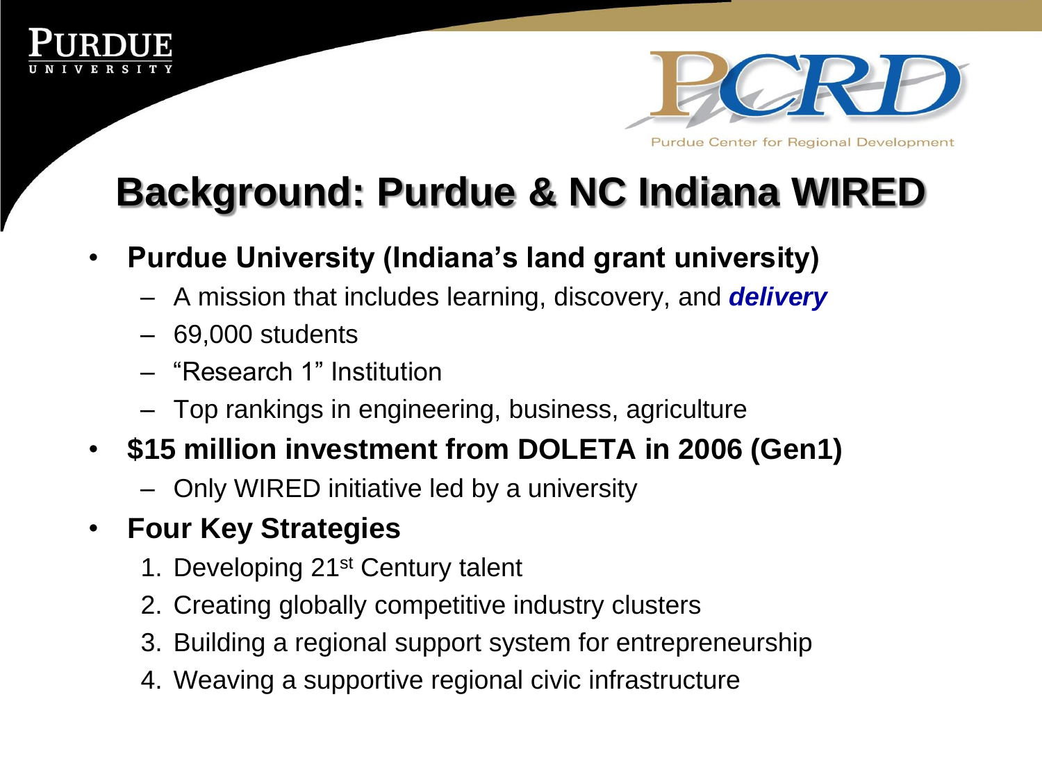# Background: Purdue & NC Indiana WIRED

- **Purdue University (Indiana's land grant university)**
  - A mission that includes learning, discovery, and ***delivery***
  - 69,000 students
  - "Research 1" Institution
  - Top rankings in engineering, business, agriculture
- **$15 million investment from DOLETA in 2006 (Gen1)**
  - Only WIRED initiative led by a university
- **Four Key Strategies**
  1. Developing 21st Century talent
  2. Creating globally competitive industry clusters
  3. Building a regional support system for entrepreneurship
  4. Weaving a supportive regional civic infrastructure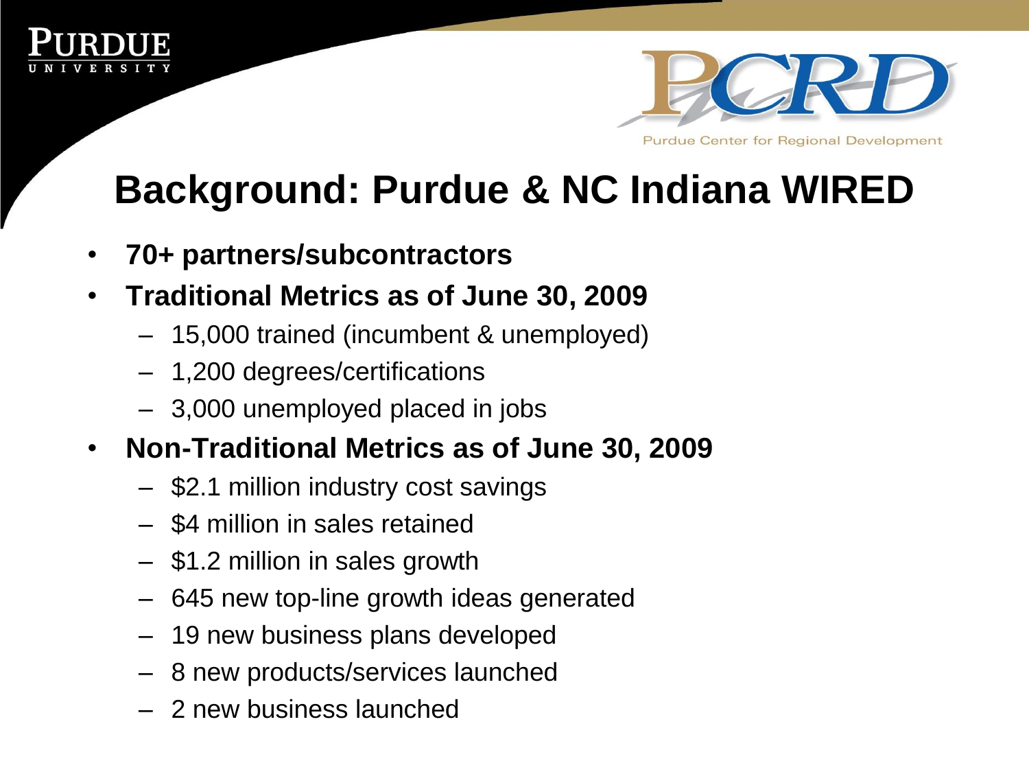# Background: Purdue & NC Indiana WIRED

- **70+ partners/subcontractors**
- **Traditional Metrics as of June 30, 2009**
  - 15,000 trained (incumbent & unemployed)
  - 1,200 degrees/certifications
  - 3,000 unemployed placed in jobs
- **Non-Traditional Metrics as of June 30, 2009**
  - $2.1 million industry cost savings
  - $4 million in sales retained
  - $1.2 million in sales growth
  - 645 new top-line growth ideas generated
  - 19 new business plans developed
  - 8 new products/services launched
  - 2 new business launched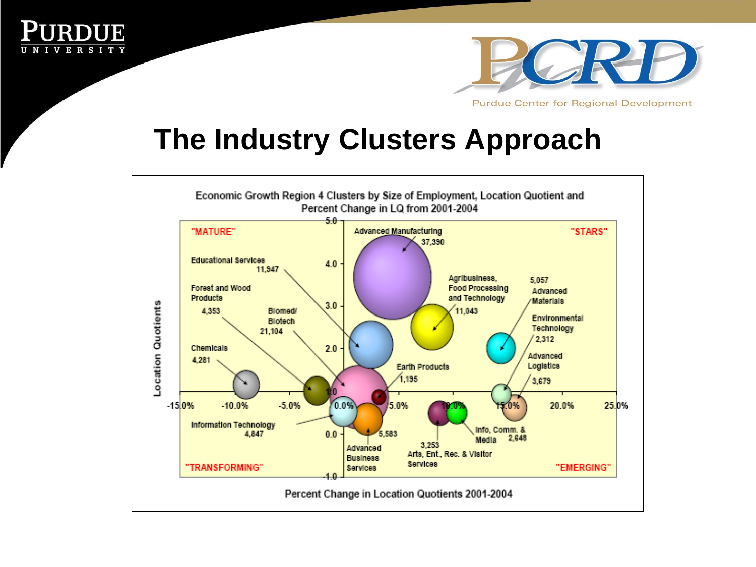# The Industry Clusters Approach

Economic Growth Region 4 Clusters by Size of Employment, Location Quotient and Percent Change in LQ from 2001-2004

"MATURE" | "STARS" | "TRANSFORMING" | "EMERGING"

Advanced Manufacturing 37,390

Educational Services 11,947

Forest and Wood Products 4,353

Biomed/ Biotech 21,104

Chemicals 4,281

Agribusiness, Food Processing and Technology 11,043

5,057 Advanced Materials

Environmental Technology 2,312

Advanced Logistics 3,679

Earth Products 1,195

Information Technology 4,847

Advanced Business Services 5,583

3,253 Arts, Ent., Rec. & Visitor Services

Info, Comm. & Media 2,648

Location Quotients

Percent Change in Location Quotients 2001-2004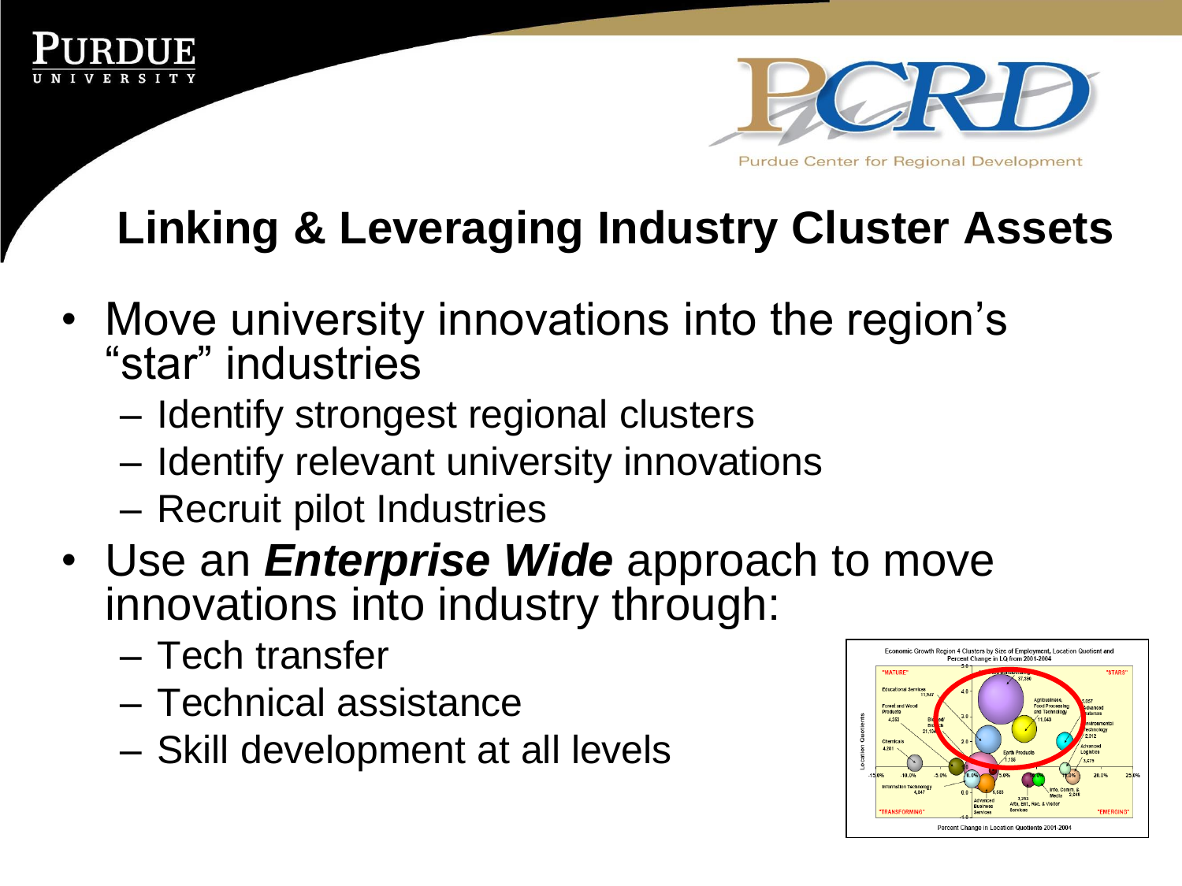## Linking & Leveraging Industry Cluster Assets

- Move university innovations into the region's "star" industries
  - Identify strongest regional clusters
  - Identify relevant university innovations
  - Recruit pilot Industries
- Use an ***Enterprise Wide*** approach to move innovations into industry through:
  - Tech transfer
  - Technical assistance
  - Skill development at all levels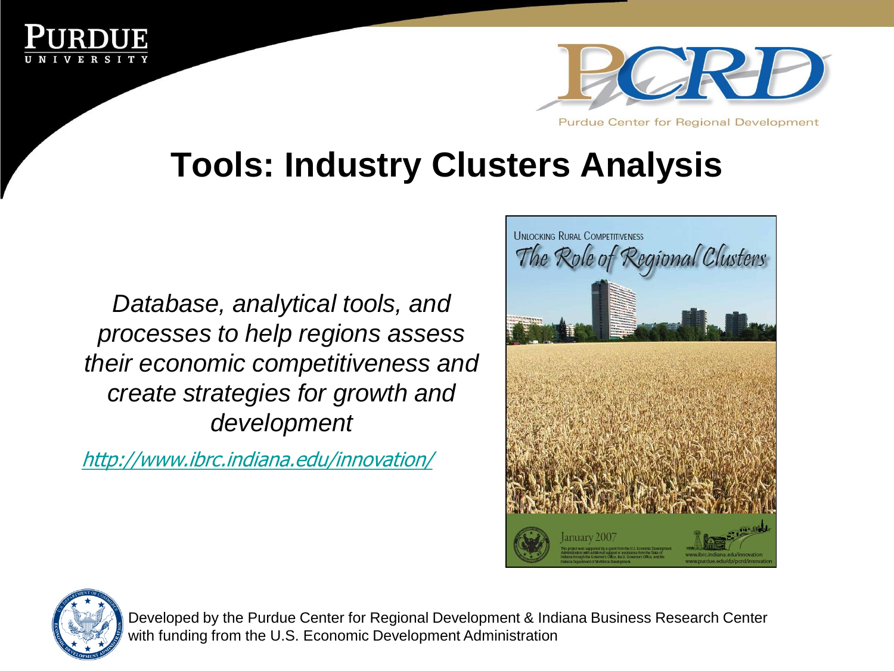# Tools: Industry Clusters Analysis

*Database, analytical tools, and processes to help regions assess their economic competitiveness and create strategies for growth and development*

http://www.ibrc.indiana.edu/innovation/

Developed by the Purdue Center for Regional Development & Indiana Business Research Center with funding from the U.S. Economic Development Administration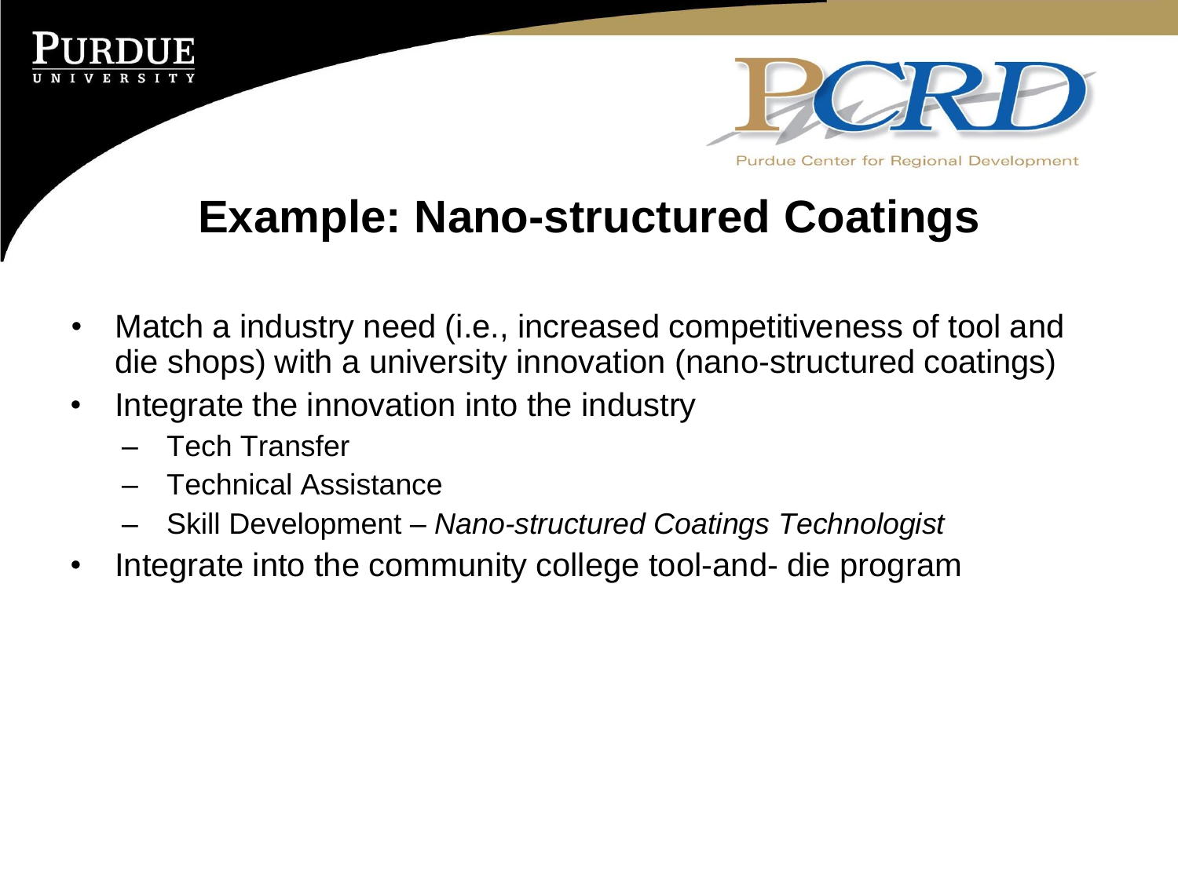# Example: Nano-structured Coatings

- Match a industry need (i.e., increased competitiveness of tool and die shops) with a university innovation (nano-structured coatings)
- Integrate the innovation into the industry
  - Tech Transfer
  - Technical Assistance
  - Skill Development – *Nano-structured Coatings Technologist*
- Integrate into the community college tool-and- die program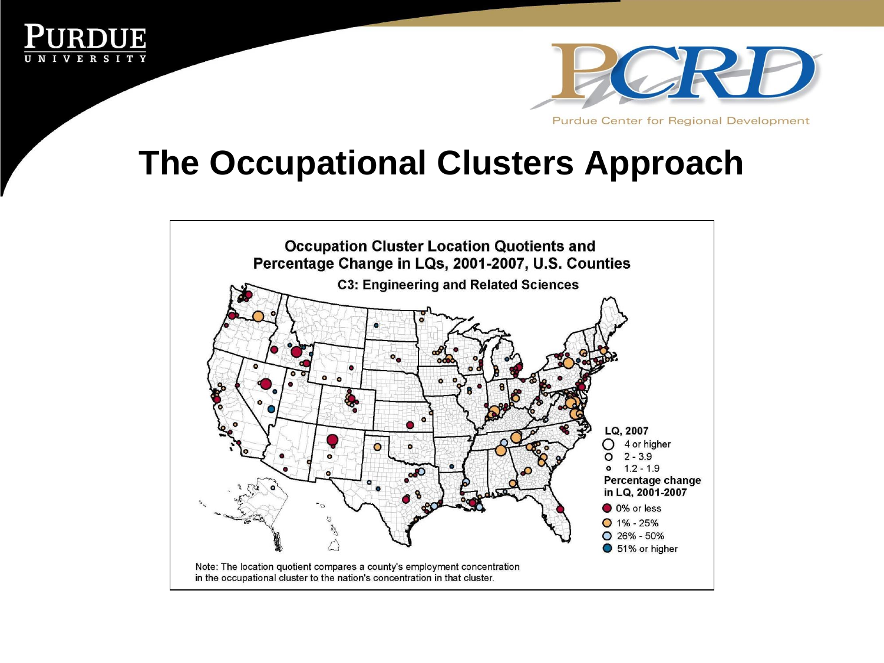# The Occupational Clusters Approach

**Occupation Cluster Location Quotients and Percentage Change in LQs, 2001-2007, U.S. Counties**

**C3: Engineering and Related Sciences**

LQ, 2007
- 4 or higher
- 2 - 3.9
- 1.2 - 1.9

Percentage change in LQ, 2001-2007
- 0% or less
- 1% - 25%
- 26% - 50%
- 51% or higher

Note: The location quotient compares a county's employment concentration in the occupational cluster to the nation's concentration in that cluster.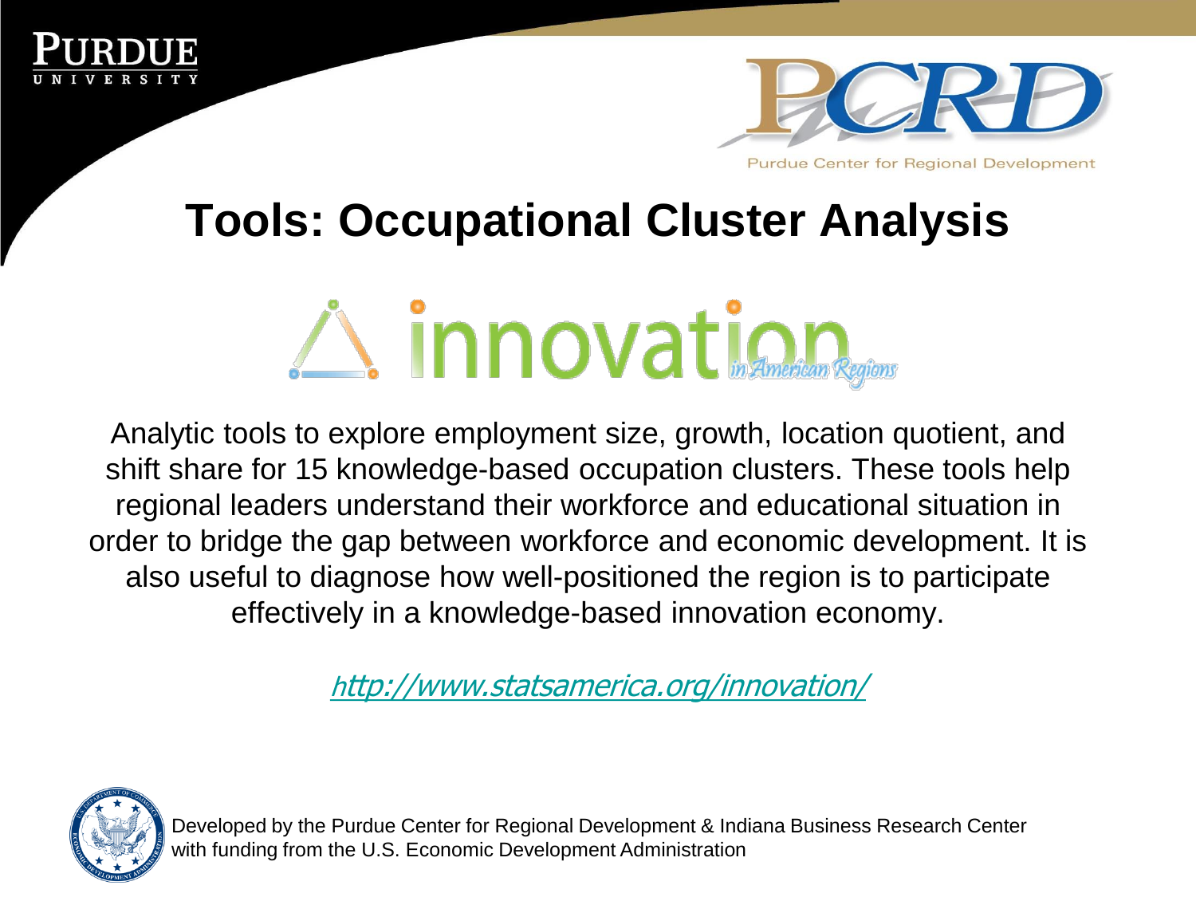# Tools: Occupational Cluster Analysis

innovation in American Regions

Analytic tools to explore employment size, growth, location quotient, and shift share for 15 knowledge-based occupation clusters. These tools help regional leaders understand their workforce and educational situation in order to bridge the gap between workforce and economic development. It is also useful to diagnose how well-positioned the region is to participate effectively in a knowledge-based innovation economy.

http://www.statsamerica.org/innovation/

Developed by the Purdue Center for Regional Development & Indiana Business Research Center with funding from the U.S. Economic Development Administration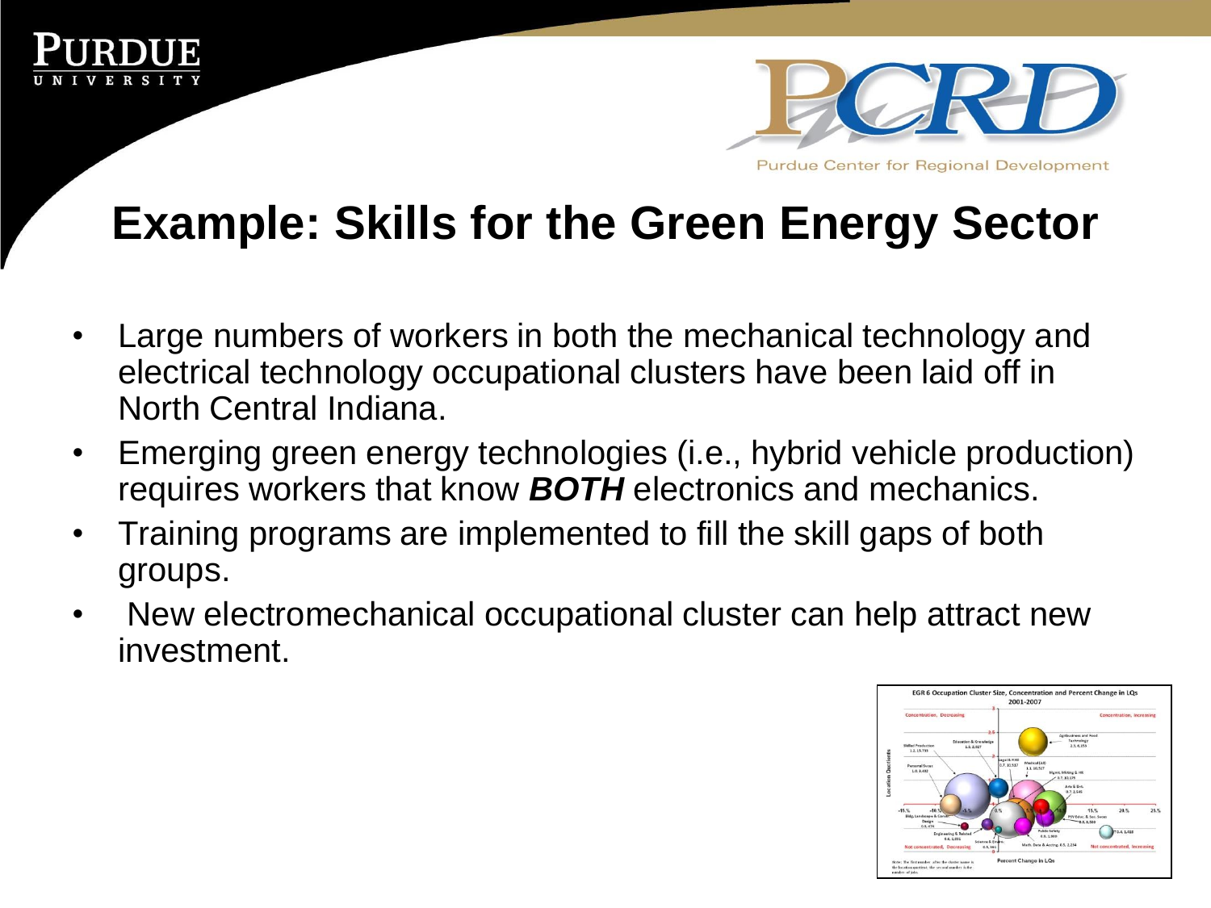# Example: Skills for the Green Energy Sector

- Large numbers of workers in both the mechanical technology and electrical technology occupational clusters have been laid off in North Central Indiana.
- Emerging green energy technologies (i.e., hybrid vehicle production) requires workers that know ***BOTH*** electronics and mechanics.
- Training programs are implemented to fill the skill gaps of both groups.
- New electromechanical occupational cluster can help attract new investment.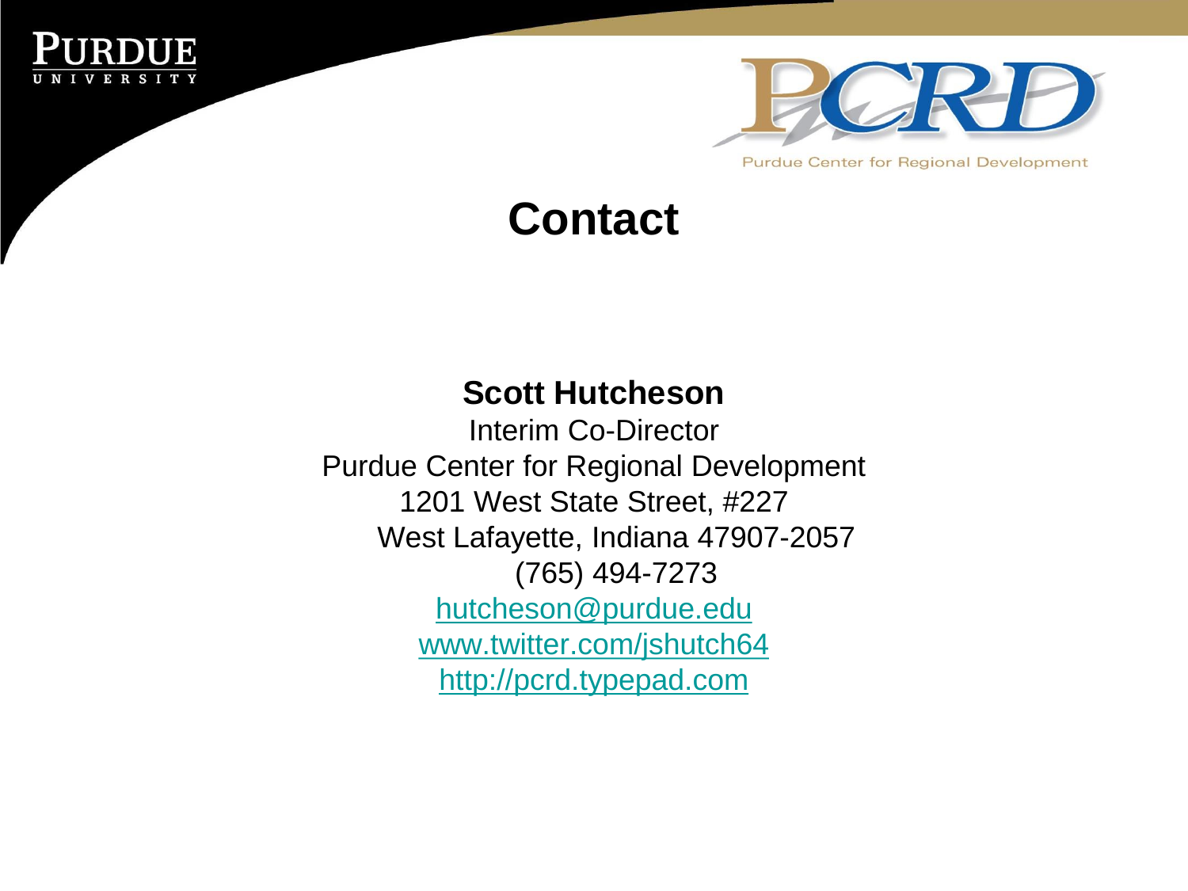# Contact

**Scott Hutcheson**
Interim Co-Director
Purdue Center for Regional Development
1201 West State Street, #227
West Lafayette, Indiana 47907-2057
(765) 494-7273
hutcheson@purdue.edu
www.twitter.com/jshutch64
http://pcrd.typepad.com